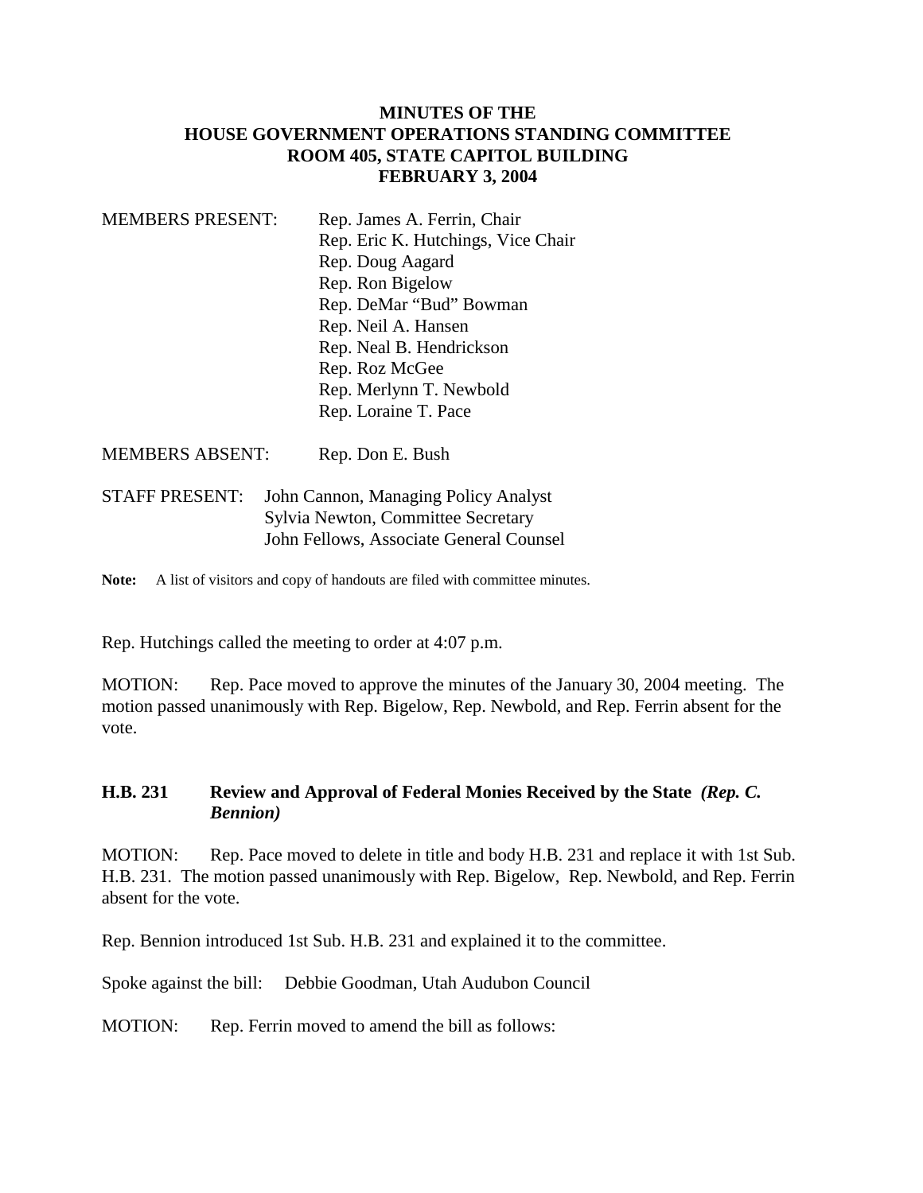**MINUTES OF THE**
**HOUSE GOVERNMENT OPERATIONS STANDING COMMITTEE**
**ROOM 405, STATE CAPITOL BUILDING**
**FEBRUARY 3, 2004**

MEMBERS PRESENT: Rep. James A. Ferrin, Chair
Rep. Eric K. Hutchings, Vice Chair
Rep. Doug Aagard
Rep. Ron Bigelow
Rep. DeMar "Bud" Bowman
Rep. Neil A. Hansen
Rep. Neal B. Hendrickson
Rep. Roz McGee
Rep. Merlynn T. Newbold
Rep. Loraine T. Pace

MEMBERS ABSENT: Rep. Don E. Bush

STAFF PRESENT: John Cannon, Managing Policy Analyst
Sylvia Newton, Committee Secretary
John Fellows, Associate General Counsel

**Note:** A list of visitors and copy of handouts are filed with committee minutes.

Rep. Hutchings called the meeting to order at 4:07 p.m.

MOTION: Rep. Pace moved to approve the minutes of the January 30, 2004 meeting. The motion passed unanimously with Rep. Bigelow, Rep. Newbold, and Rep. Ferrin absent for the vote.

**H.B. 231 Review and Approval of Federal Monies Received by the State *(Rep. C. Bennion)***

MOTION: Rep. Pace moved to delete in title and body H.B. 231 and replace it with 1st Sub. H.B. 231. The motion passed unanimously with Rep. Bigelow, Rep. Newbold, and Rep. Ferrin absent for the vote.

Rep. Bennion introduced 1st Sub. H.B. 231 and explained it to the committee.

Spoke against the bill: Debbie Goodman, Utah Audubon Council

MOTION: Rep. Ferrin moved to amend the bill as follows: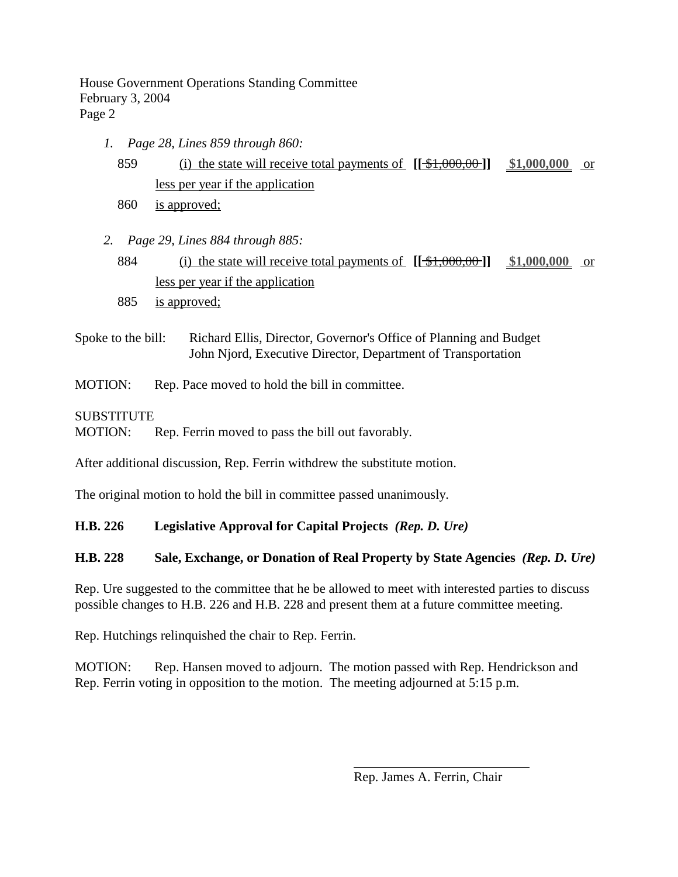House Government Operations Standing Committee
February 3, 2004

1. *Page 28, Lines 859 through 860:*

   859 (i) the state will receive total payments of **[[ ~~$1,000,00~~ ]]** **$1,000,000** or less per year if the application

   860 is approved;

2. *Page 29, Lines 884 through 885:*

   884 (i) the state will receive total payments of **[[ ~~$1,000,00~~ ]]** **$1,000,000** or less per year if the application

   885 is approved;

Spoke to the bill: Richard Ellis, Director, Governor's Office of Planning and Budget
John Njord, Executive Director, Department of Transportation

MOTION: Rep. Pace moved to hold the bill in committee.

SUBSTITUTE
MOTION: Rep. Ferrin moved to pass the bill out favorably.

After additional discussion, Rep. Ferrin withdrew the substitute motion.

The original motion to hold the bill in committee passed unanimously.

**H.B. 226 Legislative Approval for Capital Projects *(Rep. D. Ure)***

**H.B. 228 Sale, Exchange, or Donation of Real Property by State Agencies *(Rep. D. Ure)***

Rep. Ure suggested to the committee that he be allowed to meet with interested parties to discuss possible changes to H.B. 226 and H.B. 228 and present them at a future committee meeting.

Rep. Hutchings relinquished the chair to Rep. Ferrin.

MOTION: Rep. Hansen moved to adjourn. The motion passed with Rep. Hendrickson and Rep. Ferrin voting in opposition to the motion. The meeting adjourned at 5:15 p.m.

Rep. James A. Ferrin, Chair